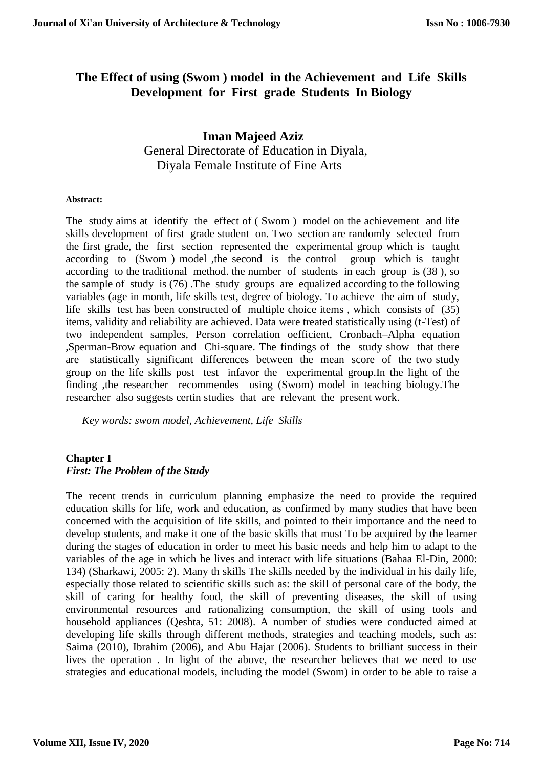# The Effect of using (Swom ) model in the Achievement and Life Skills Development for First grade Students In Biology

**Iman Majeed Aziz**
General Directorate of Education in Diyala,
Diyala Female Institute of Fine Arts

**Abstract:**

The study aims at identify the effect of ( Swom ) model on the achievement and life skills development of first grade student on. Two section are randomly selected from the first grade, the first section represented the experimental group which is taught according to (Swom ) model ,the second is the control group which is taught according to the traditional method. the number of students in each group is (38 ), so the sample of study is (76) .The study groups are equalized according to the following variables (age in month, life skills test, degree of biology. To achieve the aim of study, life skills test has been constructed of multiple choice items , which consists of (35) items, validity and reliability are achieved. Data were treated statistically using (t-Test) of two independent samples, Person correlation oefficient, Cronbach–Alpha equation ,Sperman-Brow equation and Chi-square. The findings of the study show that there are statistically significant differences between the mean score of the two study group on the life skills post test infavor the experimental group.In the light of the finding ,the researcher recommendes using (Swom) model in teaching biology.The researcher also suggests certin studies that are relevant the present work.

*Key words: swom model, Achievement, Life Skills*

## Chapter I

### *First: The Problem of the Study*

The recent trends in curriculum planning emphasize the need to provide the required education skills for life, work and education, as confirmed by many studies that have been concerned with the acquisition of life skills, and pointed to their importance and the need to develop students, and make it one of the basic skills that must To be acquired by the learner during the stages of education in order to meet his basic needs and help him to adapt to the variables of the age in which he lives and interact with life situations (Bahaa El-Din, 2000: 134) (Sharkawi, 2005: 2). Many th skills The skills needed by the individual in his daily life, especially those related to scientific skills such as: the skill of personal care of the body, the skill of caring for healthy food, the skill of preventing diseases, the skill of using environmental resources and rationalizing consumption, the skill of using tools and household appliances (Qeshta, 51: 2008). A number of studies were conducted aimed at developing life skills through different methods, strategies and teaching models, such as: Saima (2010), Ibrahim (2006), and Abu Hajar (2006). Students to brilliant success in their lives the operation . In light of the above, the researcher believes that we need to use strategies and educational models, including the model (Swom) in order to be able to raise a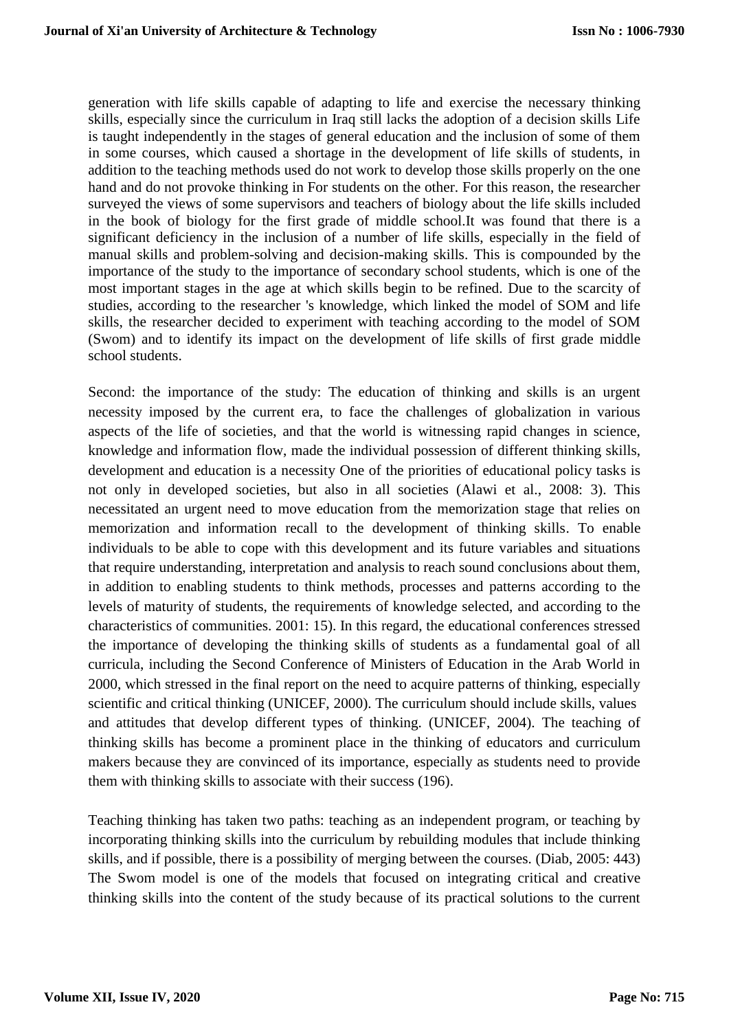generation with life skills capable of adapting to life and exercise the necessary thinking skills, especially since the curriculum in Iraq still lacks the adoption of a decision skills Life is taught independently in the stages of general education and the inclusion of some of them in some courses, which caused a shortage in the development of life skills of students, in addition to the teaching methods used do not work to develop those skills properly on the one hand and do not provoke thinking in For students on the other. For this reason, the researcher surveyed the views of some supervisors and teachers of biology about the life skills included in the book of biology for the first grade of middle school.It was found that there is a significant deficiency in the inclusion of a number of life skills, especially in the field of manual skills and problem-solving and decision-making skills. This is compounded by the importance of the study to the importance of secondary school students, which is one of the most important stages in the age at which skills begin to be refined. Due to the scarcity of studies, according to the researcher 's knowledge, which linked the model of SOM and life skills, the researcher decided to experiment with teaching according to the model of SOM (Swom) and to identify its impact on the development of life skills of first grade middle school students.

Second: the importance of the study: The education of thinking and skills is an urgent necessity imposed by the current era, to face the challenges of globalization in various aspects of the life of societies, and that the world is witnessing rapid changes in science, knowledge and information flow, made the individual possession of different thinking skills, development and education is a necessity One of the priorities of educational policy tasks is not only in developed societies, but also in all societies (Alawi et al., 2008: 3). This necessitated an urgent need to move education from the memorization stage that relies on memorization and information recall to the development of thinking skills. To enable individuals to be able to cope with this development and its future variables and situations that require understanding, interpretation and analysis to reach sound conclusions about them, in addition to enabling students to think methods, processes and patterns according to the levels of maturity of students, the requirements of knowledge selected, and according to the characteristics of communities. 2001: 15). In this regard, the educational conferences stressed the importance of developing the thinking skills of students as a fundamental goal of all curricula, including the Second Conference of Ministers of Education in the Arab World in 2000, which stressed in the final report on the need to acquire patterns of thinking, especially scientific and critical thinking (UNICEF, 2000). The curriculum should include skills, values and attitudes that develop different types of thinking. (UNICEF, 2004). The teaching of thinking skills has become a prominent place in the thinking of educators and curriculum makers because they are convinced of its importance, especially as students need to provide them with thinking skills to associate with their success (196).

Teaching thinking has taken two paths: teaching as an independent program, or teaching by incorporating thinking skills into the curriculum by rebuilding modules that include thinking skills, and if possible, there is a possibility of merging between the courses. (Diab, 2005: 443) The Swom model is one of the models that focused on integrating critical and creative thinking skills into the content of the study because of its practical solutions to the current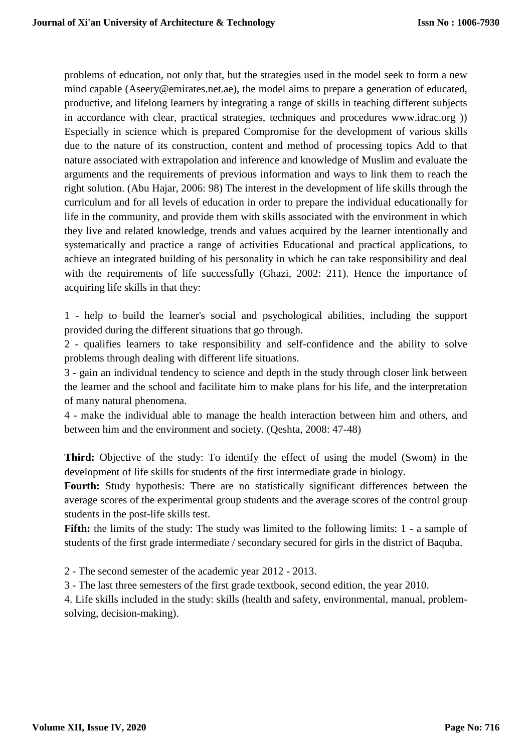problems of education, not only that, but the strategies used in the model seek to form a new mind capable (Aseery@emirates.net.ae), the model aims to prepare a generation of educated, productive, and lifelong learners by integrating a range of skills in teaching different subjects in accordance with clear, practical strategies, techniques and procedures www.idrac.org )) Especially in science which is prepared Compromise for the development of various skills due to the nature of its construction, content and method of processing topics Add to that nature associated with extrapolation and inference and knowledge of Muslim and evaluate the arguments and the requirements of previous information and ways to link them to reach the right solution. (Abu Hajar, 2006: 98) The interest in the development of life skills through the curriculum and for all levels of education in order to prepare the individual educationally for life in the community, and provide them with skills associated with the environment in which they live and related knowledge, trends and values acquired by the learner intentionally and systematically and practice a range of activities Educational and practical applications, to achieve an integrated building of his personality in which he can take responsibility and deal with the requirements of life successfully (Ghazi, 2002: 211). Hence the importance of acquiring life skills in that they:

1 - help to build the learner's social and psychological abilities, including the support provided during the different situations that go through.
2 - qualifies learners to take responsibility and self-confidence and the ability to solve problems through dealing with different life situations.
3 - gain an individual tendency to science and depth in the study through closer link between the learner and the school and facilitate him to make plans for his life, and the interpretation of many natural phenomena.
4 - make the individual able to manage the health interaction between him and others, and between him and the environment and society. (Qeshta, 2008: 47-48)

**Third:** Objective of the study: To identify the effect of using the model (Swom) in the development of life skills for students of the first intermediate grade in biology.
**Fourth:** Study hypothesis: There are no statistically significant differences between the average scores of the experimental group students and the average scores of the control group students in the post-life skills test.
**Fifth:** the limits of the study: The study was limited to the following limits: 1 - a sample of students of the first grade intermediate / secondary secured for girls in the district of Baquba.

2 - The second semester of the academic year 2012 - 2013.
3 - The last three semesters of the first grade textbook, second edition, the year 2010.
4. Life skills included in the study: skills (health and safety, environmental, manual, problem-solving, decision-making).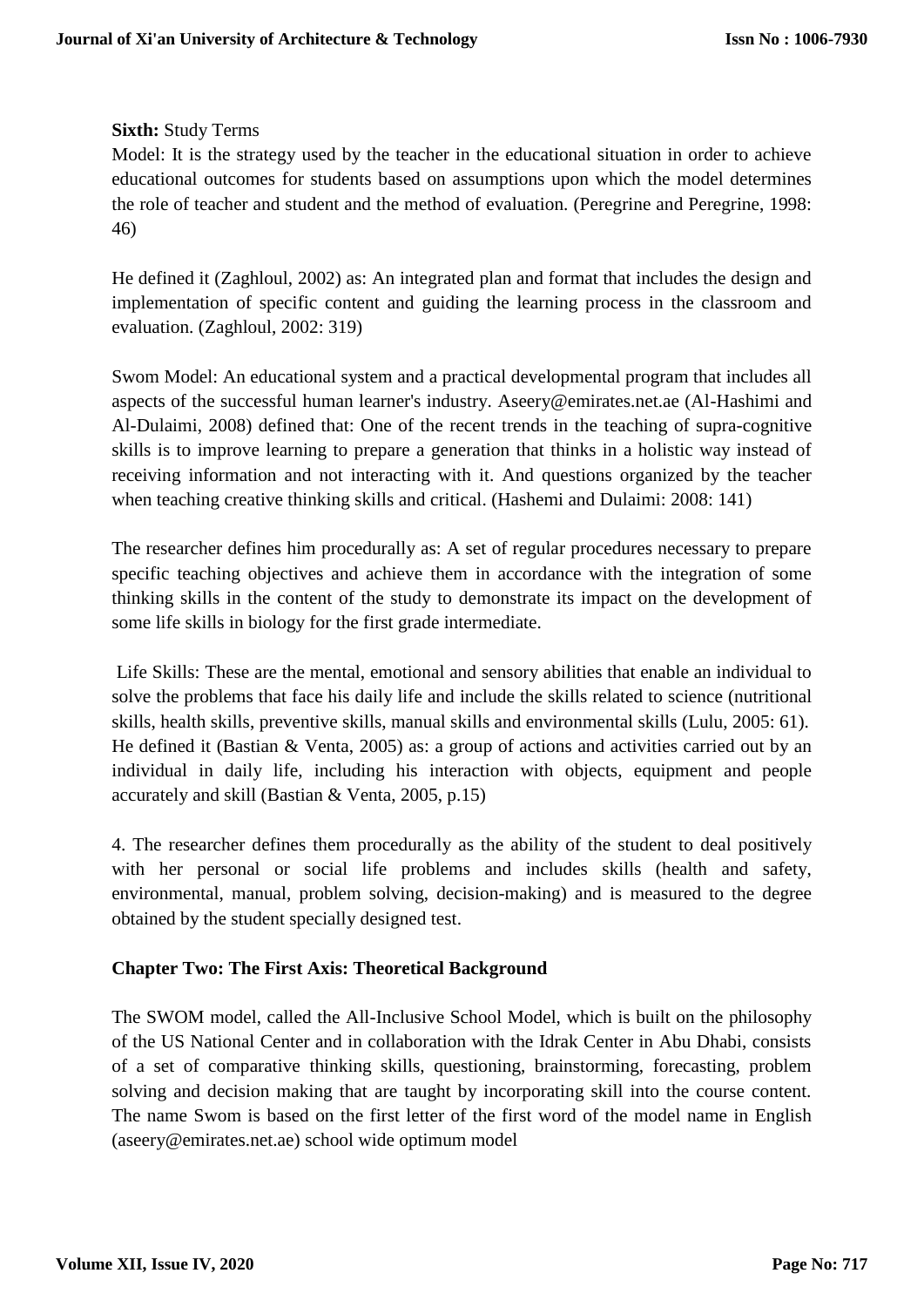**Sixth:** Study Terms

Model: It is the strategy used by the teacher in the educational situation in order to achieve educational outcomes for students based on assumptions upon which the model determines the role of teacher and student and the method of evaluation. (Peregrine and Peregrine, 1998: 46)

He defined it (Zaghloul, 2002) as: An integrated plan and format that includes the design and implementation of specific content and guiding the learning process in the classroom and evaluation. (Zaghloul, 2002: 319)

Swom Model: An educational system and a practical developmental program that includes all aspects of the successful human learner's industry. Aseery@emirates.net.ae (Al-Hashimi and Al-Dulaimi, 2008) defined that: One of the recent trends in the teaching of supra-cognitive skills is to improve learning to prepare a generation that thinks in a holistic way instead of receiving information and not interacting with it. And questions organized by the teacher when teaching creative thinking skills and critical. (Hashemi and Dulaimi: 2008: 141)

The researcher defines him procedurally as: A set of regular procedures necessary to prepare specific teaching objectives and achieve them in accordance with the integration of some thinking skills in the content of the study to demonstrate its impact on the development of some life skills in biology for the first grade intermediate.

Life Skills: These are the mental, emotional and sensory abilities that enable an individual to solve the problems that face his daily life and include the skills related to science (nutritional skills, health skills, preventive skills, manual skills and environmental skills (Lulu, 2005: 61). He defined it (Bastian & Venta, 2005) as: a group of actions and activities carried out by an individual in daily life, including his interaction with objects, equipment and people accurately and skill (Bastian & Venta, 2005, p.15)

4. The researcher defines them procedurally as the ability of the student to deal positively with her personal or social life problems and includes skills (health and safety, environmental, manual, problem solving, decision-making) and is measured to the degree obtained by the student specially designed test.

## Chapter Two: The First Axis: Theoretical Background

The SWOM model, called the All-Inclusive School Model, which is built on the philosophy of the US National Center and in collaboration with the Idrak Center in Abu Dhabi, consists of a set of comparative thinking skills, questioning, brainstorming, forecasting, problem solving and decision making that are taught by incorporating skill into the course content. The name Swom is based on the first letter of the first word of the model name in English (aseery@emirates.net.ae) school wide optimum model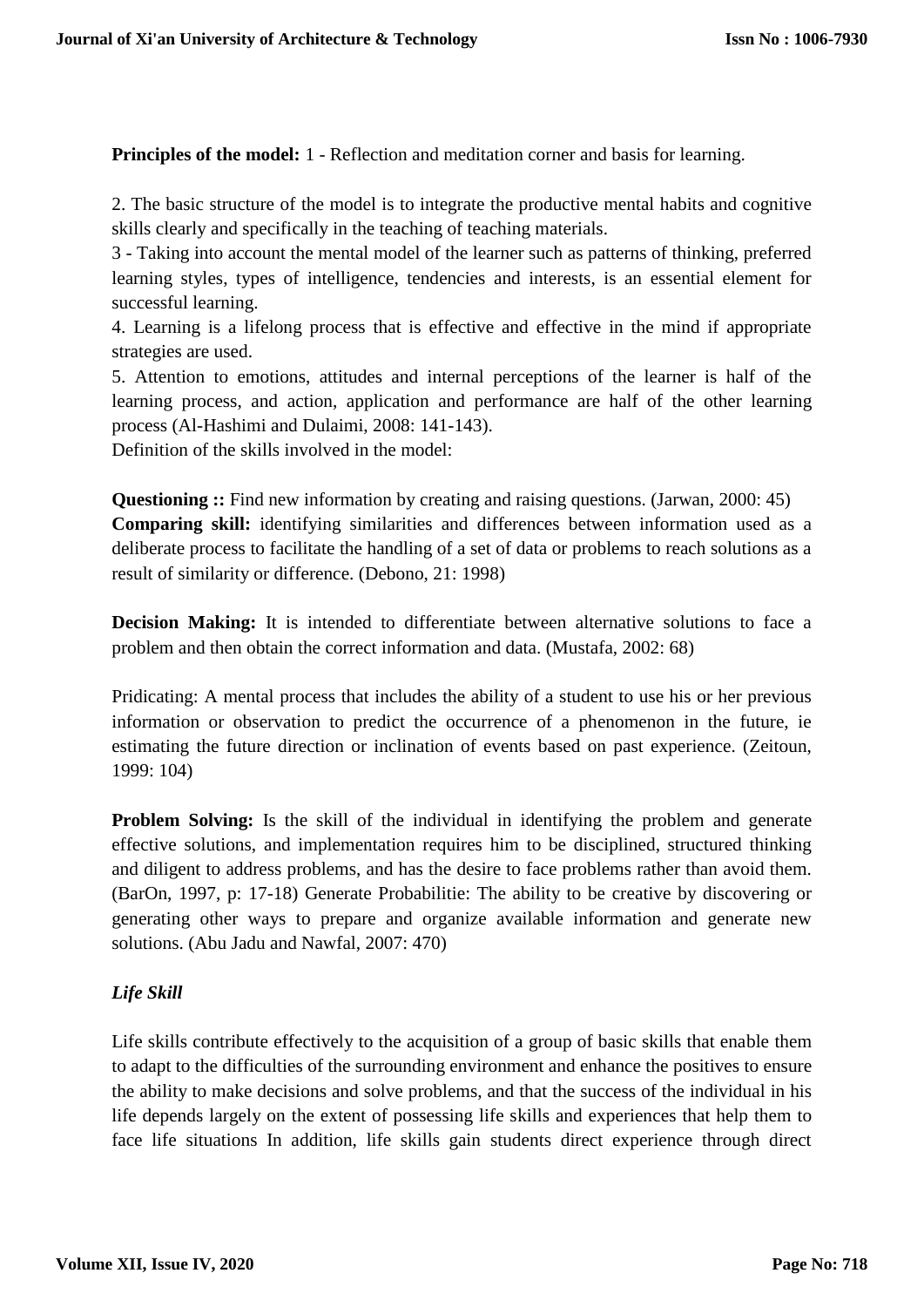**Principles of the model:** 1 - Reflection and meditation corner and basis for learning.

2. The basic structure of the model is to integrate the productive mental habits and cognitive skills clearly and specifically in the teaching of teaching materials.
3 - Taking into account the mental model of the learner such as patterns of thinking, preferred learning styles, types of intelligence, tendencies and interests, is an essential element for successful learning.
4. Learning is a lifelong process that is effective and effective in the mind if appropriate strategies are used.
5. Attention to emotions, attitudes and internal perceptions of the learner is half of the learning process, and action, application and performance are half of the other learning process (Al-Hashimi and Dulaimi, 2008: 141-143).
Definition of the skills involved in the model:

**Questioning ::** Find new information by creating and raising questions. (Jarwan, 2000: 45)
**Comparing skill:** identifying similarities and differences between information used as a deliberate process to facilitate the handling of a set of data or problems to reach solutions as a result of similarity or difference. (Debono, 21: 1998)

**Decision Making:** It is intended to differentiate between alternative solutions to face a problem and then obtain the correct information and data. (Mustafa, 2002: 68)

Pridicating: A mental process that includes the ability of a student to use his or her previous information or observation to predict the occurrence of a phenomenon in the future, ie estimating the future direction or inclination of events based on past experience. (Zeitoun, 1999: 104)

**Problem Solving:** Is the skill of the individual in identifying the problem and generate effective solutions, and implementation requires him to be disciplined, structured thinking and diligent to address problems, and has the desire to face problems rather than avoid them. (BarOn, 1997, p: 17-18) Generate Probabilitie: The ability to be creative by discovering or generating other ways to prepare and organize available information and generate new solutions. (Abu Jadu and Nawfal, 2007: 470)

### *Life Skill*

Life skills contribute effectively to the acquisition of a group of basic skills that enable them to adapt to the difficulties of the surrounding environment and enhance the positives to ensure the ability to make decisions and solve problems, and that the success of the individual in his life depends largely on the extent of possessing life skills and experiences that help them to face life situations In addition, life skills gain students direct experience through direct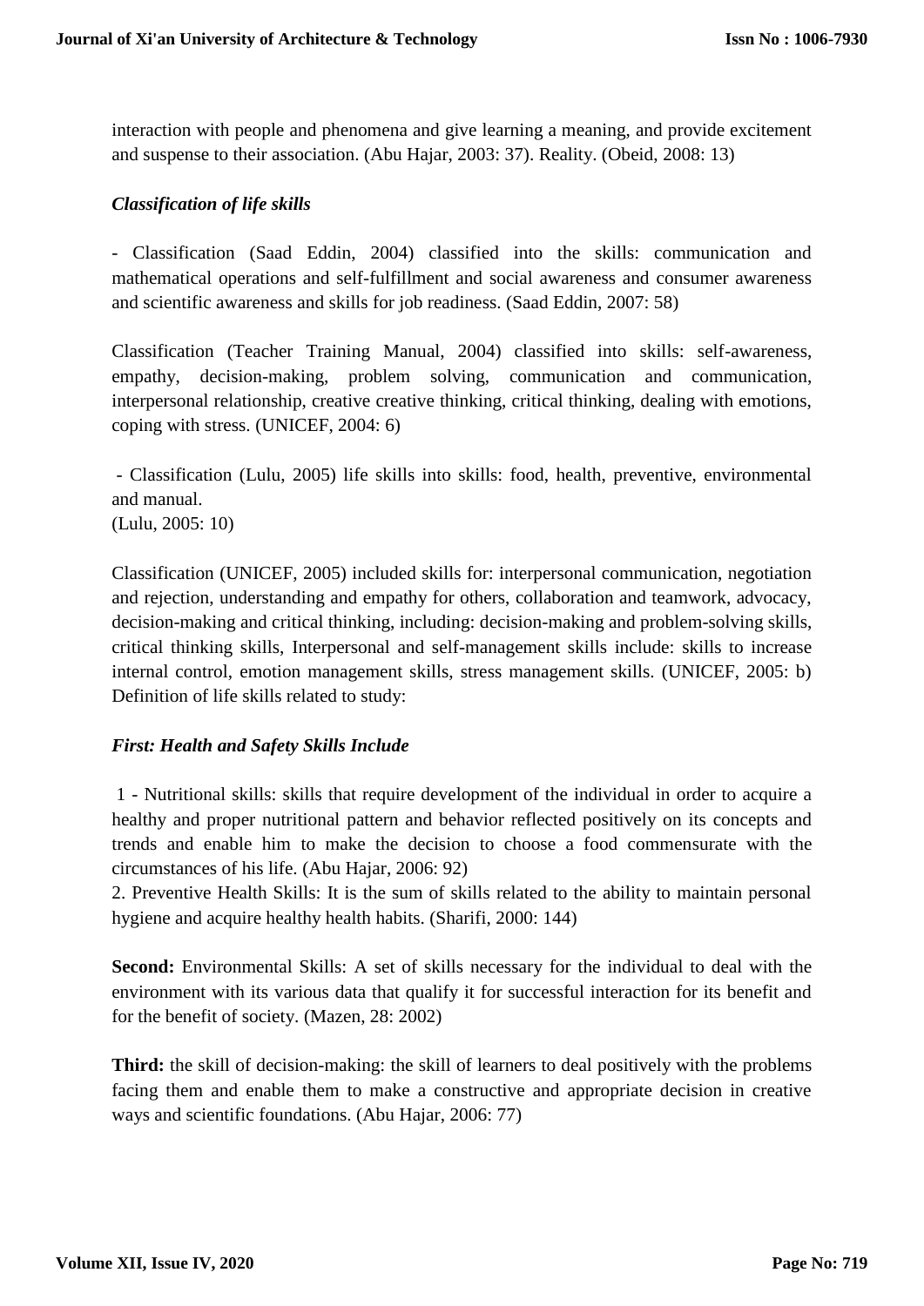interaction with people and phenomena and give learning a meaning, and provide excitement and suspense to their association. (Abu Hajar, 2003: 37). Reality. (Obeid, 2008: 13)

### *Classification of life skills*

- Classification (Saad Eddin, 2004) classified into the skills: communication and mathematical operations and self-fulfillment and social awareness and consumer awareness and scientific awareness and skills for job readiness. (Saad Eddin, 2007: 58)

Classification (Teacher Training Manual, 2004) classified into skills: self-awareness, empathy, decision-making, problem solving, communication and communication, interpersonal relationship, creative creative thinking, critical thinking, dealing with emotions, coping with stress. (UNICEF, 2004: 6)

- Classification (Lulu, 2005) life skills into skills: food, health, preventive, environmental and manual.
(Lulu, 2005: 10)

Classification (UNICEF, 2005) included skills for: interpersonal communication, negotiation and rejection, understanding and empathy for others, collaboration and teamwork, advocacy, decision-making and critical thinking, including: decision-making and problem-solving skills, critical thinking skills, Interpersonal and self-management skills include: skills to increase internal control, emotion management skills, stress management skills. (UNICEF, 2005: b) Definition of life skills related to study:

### *First: Health and Safety Skills Include*

1 - Nutritional skills: skills that require development of the individual in order to acquire a healthy and proper nutritional pattern and behavior reflected positively on its concepts and trends and enable him to make the decision to choose a food commensurate with the circumstances of his life. (Abu Hajar, 2006: 92)
2. Preventive Health Skills: It is the sum of skills related to the ability to maintain personal hygiene and acquire healthy health habits. (Sharifi, 2000: 144)

**Second:** Environmental Skills: A set of skills necessary for the individual to deal with the environment with its various data that qualify it for successful interaction for its benefit and for the benefit of society. (Mazen, 28: 2002)

**Third:** the skill of decision-making: the skill of learners to deal positively with the problems facing them and enable them to make a constructive and appropriate decision in creative ways and scientific foundations. (Abu Hajar, 2006: 77)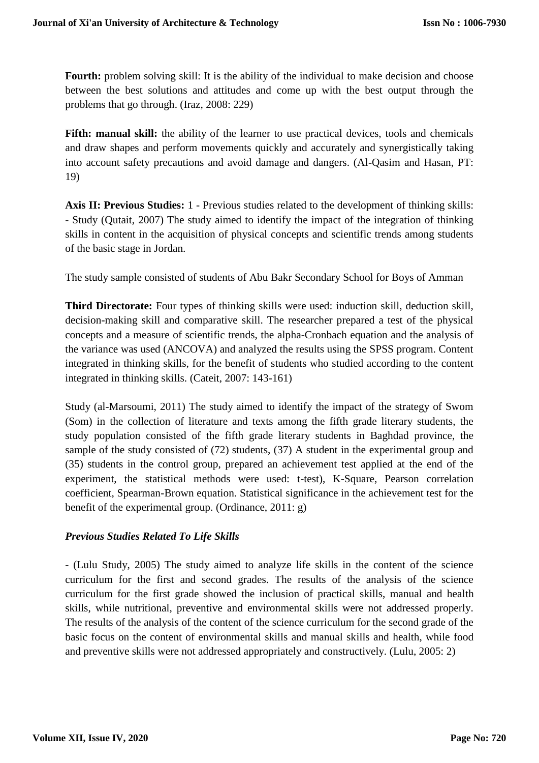**Fourth:** problem solving skill: It is the ability of the individual to make decision and choose between the best solutions and attitudes and come up with the best output through the problems that go through. (Iraz, 2008: 229)

**Fifth: manual skill:** the ability of the learner to use practical devices, tools and chemicals and draw shapes and perform movements quickly and accurately and synergistically taking into account safety precautions and avoid damage and dangers. (Al-Qasim and Hasan, PT: 19)

**Axis II: Previous Studies:** 1 - Previous studies related to the development of thinking skills: - Study (Qutait, 2007) The study aimed to identify the impact of the integration of thinking skills in content in the acquisition of physical concepts and scientific trends among students of the basic stage in Jordan.

The study sample consisted of students of Abu Bakr Secondary School for Boys of Amman

**Third Directorate:** Four types of thinking skills were used: induction skill, deduction skill, decision-making skill and comparative skill. The researcher prepared a test of the physical concepts and a measure of scientific trends, the alpha-Cronbach equation and the analysis of the variance was used (ANCOVA) and analyzed the results using the SPSS program. Content integrated in thinking skills, for the benefit of students who studied according to the content integrated in thinking skills. (Cateit, 2007: 143-161)

Study (al-Marsoumi, 2011) The study aimed to identify the impact of the strategy of Swom (Som) in the collection of literature and texts among the fifth grade literary students, the study population consisted of the fifth grade literary students in Baghdad province, the sample of the study consisted of (72) students, (37) A student in the experimental group and (35) students in the control group, prepared an achievement test applied at the end of the experiment, the statistical methods were used: t-test), K-Square, Pearson correlation coefficient, Spearman-Brown equation. Statistical significance in the achievement test for the benefit of the experimental group. (Ordinance, 2011: g)

***Previous Studies Related To Life Skills***

- (Lulu Study, 2005) The study aimed to analyze life skills in the content of the science curriculum for the first and second grades. The results of the analysis of the science curriculum for the first grade showed the inclusion of practical skills, manual and health skills, while nutritional, preventive and environmental skills were not addressed properly. The results of the analysis of the content of the science curriculum for the second grade of the basic focus on the content of environmental skills and manual skills and health, while food and preventive skills were not addressed appropriately and constructively. (Lulu, 2005: 2)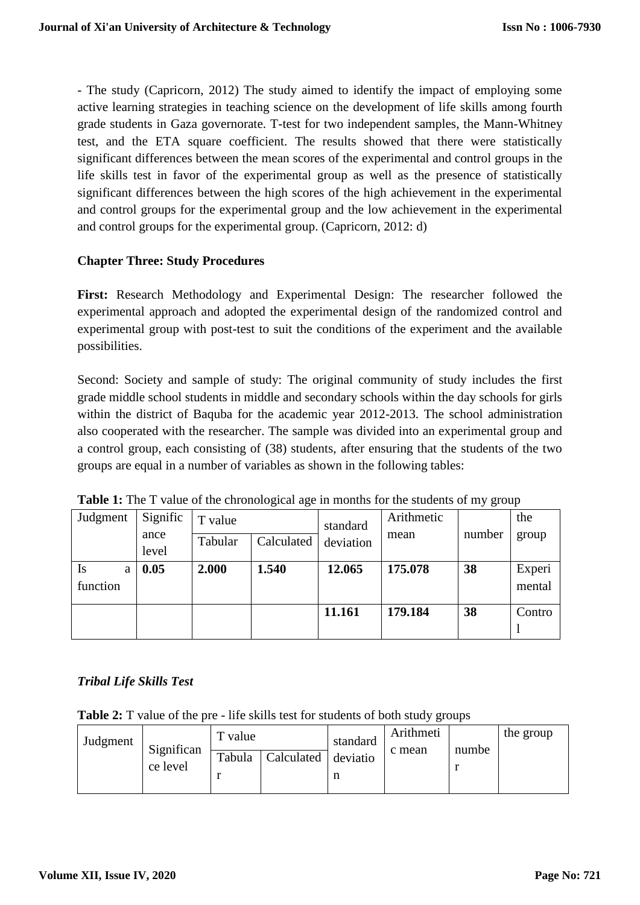- The study (Capricorn, 2012) The study aimed to identify the impact of employing some active learning strategies in teaching science on the development of life skills among fourth grade students in Gaza governorate. T-test for two independent samples, the Mann-Whitney test, and the ETA square coefficient. The results showed that there were statistically significant differences between the mean scores of the experimental and control groups in the life skills test in favor of the experimental group as well as the presence of statistically significant differences between the high scores of the high achievement in the experimental and control groups for the experimental group and the low achievement in the experimental and control groups for the experimental group. (Capricorn, 2012: d)

## Chapter Three: Study Procedures

**First:** Research Methodology and Experimental Design: The researcher followed the experimental approach and adopted the experimental design of the randomized control and experimental group with post-test to suit the conditions of the experiment and the available possibilities.

Second: Society and sample of study: The original community of study includes the first grade middle school students in middle and secondary schools within the day schools for girls within the district of Baquba for the academic year 2012-2013. The school administration also cooperated with the researcher. The sample was divided into an experimental group and a control group, each consisting of (38) students, after ensuring that the students of the two groups are equal in a number of variables as shown in the following tables:

**Table 1:** The T value of the chronological age in months for the students of my group

| Judgment | Significance level | T value | | standard deviation | Arithmetic mean | number | the group |
|---|---|---|---|---|---|---|---|
| | | Tabular | Calculated | | | | |
| Is a function | **0.05** | **2.000** | **1.540** | **12.065** | **175.078** | **38** | Experimental |
| | | | | **11.161** | **179.184** | **38** | Control |

***Tribal Life Skills Test***

**Table 2:** T value of the pre - life skills test for students of both study groups

| Judgment | Significance level | T value | | standard deviation | Arithmetic mean | number | the group |
|---|---|---|---|---|---|---|---|
| | | Tabular | Calculated | | | | |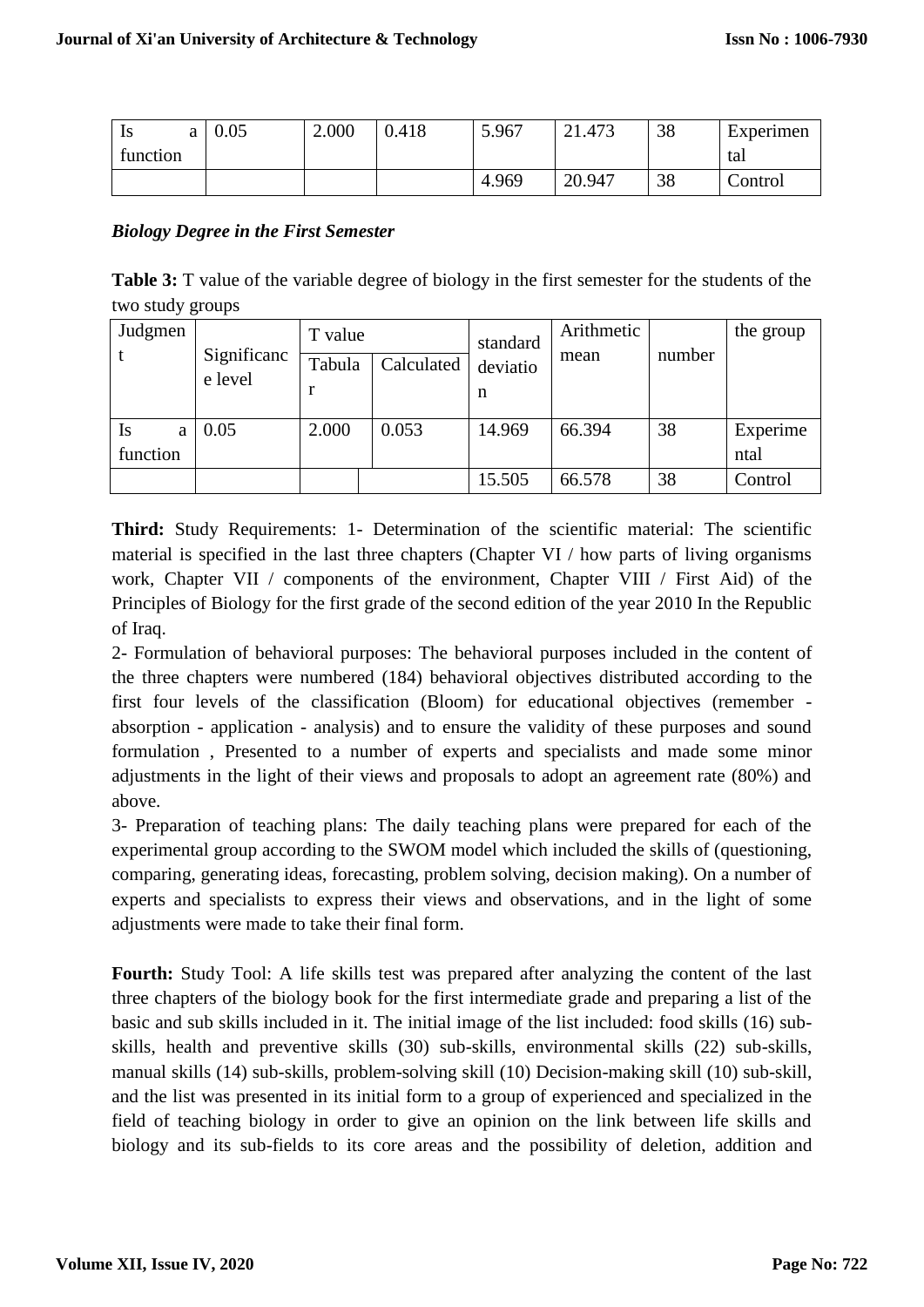| Is a function | 0.05 | 2.000 | 0.418 | 5.967 | 21.473 | 38 | Experimental |
|---|---|---|---|---|---|---|---|
| | | | | 4.969 | 20.947 | 38 | Control |

***Biology Degree in the First Semester***

**Table 3:** T value of the variable degree of biology in the first semester for the students of the two study groups

| Judgment | Significance level | T value | | standard deviation | Arithmetic mean | number | the group |
|---|---|---|---|---|---|---|---|
| | | Tabular | Calculated | | | | |
| Is a function | 0.05 | 2.000 | 0.053 | 14.969 | 66.394 | 38 | Experimental |
| | | | | 15.505 | 66.578 | 38 | Control |

**Third:** Study Requirements: 1- Determination of the scientific material: The scientific material is specified in the last three chapters (Chapter VI / how parts of living organisms work, Chapter VII / components of the environment, Chapter VIII / First Aid) of the Principles of Biology for the first grade of the second edition of the year 2010 In the Republic of Iraq.

2- Formulation of behavioral purposes: The behavioral purposes included in the content of the three chapters were numbered (184) behavioral objectives distributed according to the first four levels of the classification (Bloom) for educational objectives (remember - absorption - application - analysis) and to ensure the validity of these purposes and sound formulation , Presented to a number of experts and specialists and made some minor adjustments in the light of their views and proposals to adopt an agreement rate (80%) and above.

3- Preparation of teaching plans: The daily teaching plans were prepared for each of the experimental group according to the SWOM model which included the skills of (questioning, comparing, generating ideas, forecasting, problem solving, decision making). On a number of experts and specialists to express their views and observations, and in the light of some adjustments were made to take their final form.

**Fourth:** Study Tool: A life skills test was prepared after analyzing the content of the last three chapters of the biology book for the first intermediate grade and preparing a list of the basic and sub skills included in it. The initial image of the list included: food skills (16) sub-skills, health and preventive skills (30) sub-skills, environmental skills (22) sub-skills, manual skills (14) sub-skills, problem-solving skill (10) Decision-making skill (10) sub-skill, and the list was presented in its initial form to a group of experienced and specialized in the field of teaching biology in order to give an opinion on the link between life skills and biology and its sub-fields to its core areas and the possibility of deletion, addition and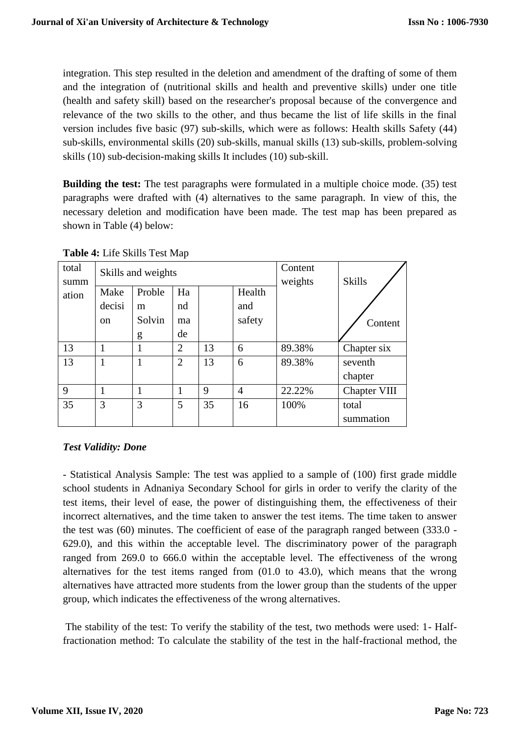integration. This step resulted in the deletion and amendment of the drafting of some of them and the integration of (nutritional skills and health and preventive skills) under one title (health and safety skill) based on the researcher's proposal because of the convergence and relevance of the two skills to the other, and thus became the list of life skills in the final version includes five basic (97) sub-skills, which were as follows: Health skills Safety (44) sub-skills, environmental skills (20) sub-skills, manual skills (13) sub-skills, problem-solving skills (10) sub-decision-making skills It includes (10) sub-skill.

**Building the test:** The test paragraphs were formulated in a multiple choice mode. (35) test paragraphs were drafted with (4) alternatives to the same paragraph. In view of this, the necessary deletion and modification have been made. The test map has been prepared as shown in Table (4) below:

**Table 4:** Life Skills Test Map

| total summation | Skills and weights | | | | | Content weights | Skills / Content |
|---|---|---|---|---|---|---|---|
| | Make decision | Problem Solving | Handmade | | Health and safety | | |
| 13 | 1 | 1 | 2 | 13 | 6 | 89.38% | Chapter six |
| 13 | 1 | 1 | 2 | 13 | 6 | 89.38% | seventh chapter |
| 9 | 1 | 1 | 1 | 9 | 4 | 22.22% | Chapter VIII |
| 35 | 3 | 3 | 5 | 35 | 16 | 100% | total summation |

***Test Validity: Done***

- Statistical Analysis Sample: The test was applied to a sample of (100) first grade middle school students in Adnaniya Secondary School for girls in order to verify the clarity of the test items, their level of ease, the power of distinguishing them, the effectiveness of their incorrect alternatives, and the time taken to answer the test items. The time taken to answer the test was (60) minutes. The coefficient of ease of the paragraph ranged between (333.0 - 629.0), and this within the acceptable level. The discriminatory power of the paragraph ranged from 269.0 to 666.0 within the acceptable level. The effectiveness of the wrong alternatives for the test items ranged from (01.0 to 43.0), which means that the wrong alternatives have attracted more students from the lower group than the students of the upper group, which indicates the effectiveness of the wrong alternatives.

The stability of the test: To verify the stability of the test, two methods were used: 1- Half-fractionation method: To calculate the stability of the test in the half-fractional method, the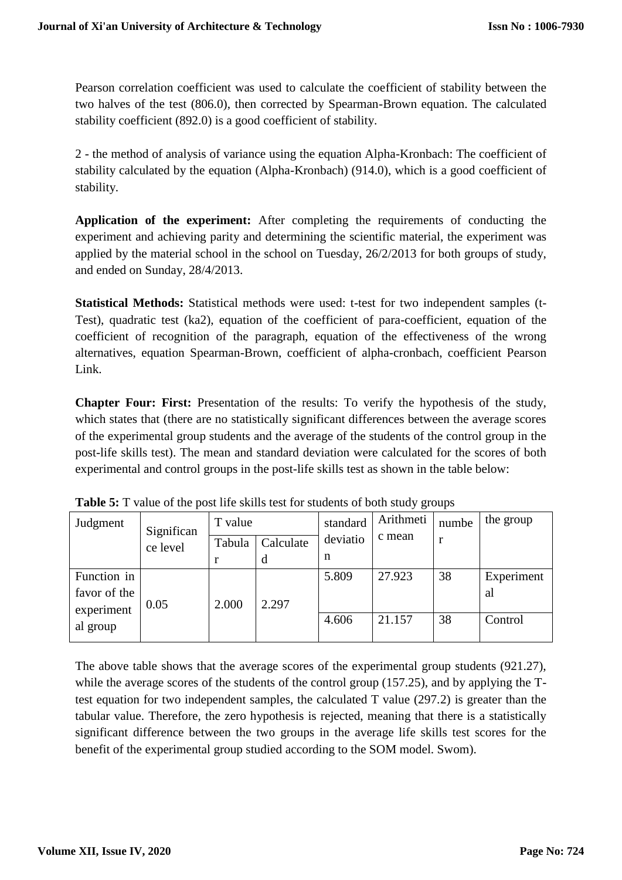Pearson correlation coefficient was used to calculate the coefficient of stability between the two halves of the test (806.0), then corrected by Spearman-Brown equation. The calculated stability coefficient (892.0) is a good coefficient of stability.

2 - the method of analysis of variance using the equation Alpha-Kronbach: The coefficient of stability calculated by the equation (Alpha-Kronbach) (914.0), which is a good coefficient of stability.

**Application of the experiment:** After completing the requirements of conducting the experiment and achieving parity and determining the scientific material, the experiment was applied by the material school in the school on Tuesday, 26/2/2013 for both groups of study, and ended on Sunday, 28/4/2013.

**Statistical Methods:** Statistical methods were used: t-test for two independent samples (t-Test), quadratic test (ka2), equation of the coefficient of para-coefficient, equation of the coefficient of recognition of the paragraph, equation of the effectiveness of the wrong alternatives, equation Spearman-Brown, coefficient of alpha-cronbach, coefficient Pearson Link.

**Chapter Four: First:** Presentation of the results: To verify the hypothesis of the study, which states that (there are no statistically significant differences between the average scores of the experimental group students and the average of the students of the control group in the post-life skills test). The mean and standard deviation were calculated for the scores of both experimental and control groups in the post-life skills test as shown in the table below:

**Table 5:** T value of the post life skills test for students of both study groups

| Judgment | Significance level | T value | | standard deviation | Arithmetic mean | number | the group |
|---|---|---|---|---|---|---|---|
| | | Tabular | Calculated | | | | |
| Function in favor of the experimental group | 0.05 | 2.000 | 2.297 | 5.809 | 27.923 | 38 | Experimental |
| | | | | 4.606 | 21.157 | 38 | Control |

The above table shows that the average scores of the experimental group students (921.27), while the average scores of the students of the control group (157.25), and by applying the T-test equation for two independent samples, the calculated T value (297.2) is greater than the tabular value. Therefore, the zero hypothesis is rejected, meaning that there is a statistically significant difference between the two groups in the average life skills test scores for the benefit of the experimental group studied according to the SOM model. Swom).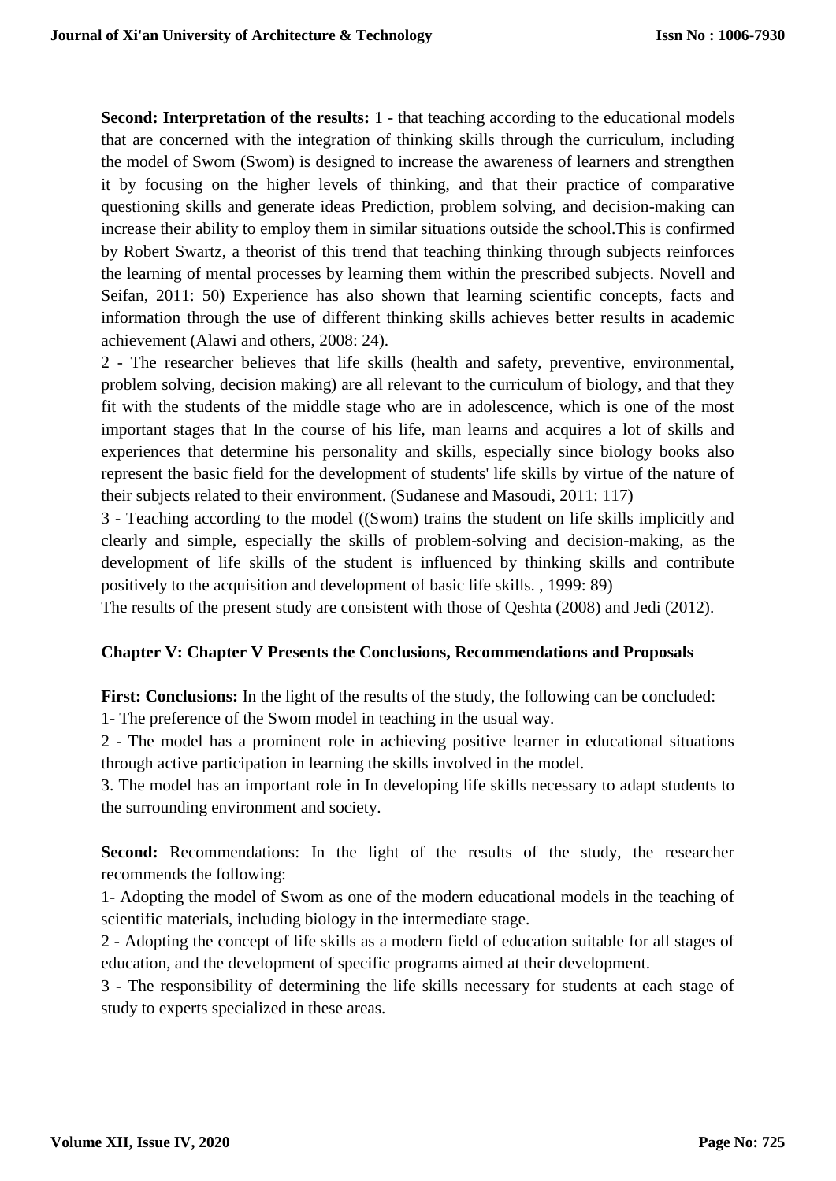**Second: Interpretation of the results:** 1 - that teaching according to the educational models that are concerned with the integration of thinking skills through the curriculum, including the model of Swom (Swom) is designed to increase the awareness of learners and strengthen it by focusing on the higher levels of thinking, and that their practice of comparative questioning skills and generate ideas Prediction, problem solving, and decision-making can increase their ability to employ them in similar situations outside the school.This is confirmed by Robert Swartz, a theorist of this trend that teaching thinking through subjects reinforces the learning of mental processes by learning them within the prescribed subjects. Novell and Seifan, 2011: 50) Experience has also shown that learning scientific concepts, facts and information through the use of different thinking skills achieves better results in academic achievement (Alawi and others, 2008: 24).

2 - The researcher believes that life skills (health and safety, preventive, environmental, problem solving, decision making) are all relevant to the curriculum of biology, and that they fit with the students of the middle stage who are in adolescence, which is one of the most important stages that In the course of his life, man learns and acquires a lot of skills and experiences that determine his personality and skills, especially since biology books also represent the basic field for the development of students' life skills by virtue of the nature of their subjects related to their environment. (Sudanese and Masoudi, 2011: 117)

3 - Teaching according to the model ((Swom) trains the student on life skills implicitly and clearly and simple, especially the skills of problem-solving and decision-making, as the development of life skills of the student is influenced by thinking skills and contribute positively to the acquisition and development of basic life skills. , 1999: 89)

The results of the present study are consistent with those of Qeshta (2008) and Jedi (2012).

## Chapter V: Chapter V Presents the Conclusions, Recommendations and Proposals

**First: Conclusions:** In the light of the results of the study, the following can be concluded:

1- The preference of the Swom model in teaching in the usual way.

2 - The model has a prominent role in achieving positive learner in educational situations through active participation in learning the skills involved in the model.

3. The model has an important role in In developing life skills necessary to adapt students to the surrounding environment and society.

**Second:** Recommendations: In the light of the results of the study, the researcher recommends the following:

1- Adopting the model of Swom as one of the modern educational models in the teaching of scientific materials, including biology in the intermediate stage.

2 - Adopting the concept of life skills as a modern field of education suitable for all stages of education, and the development of specific programs aimed at their development.

3 - The responsibility of determining the life skills necessary for students at each stage of study to experts specialized in these areas.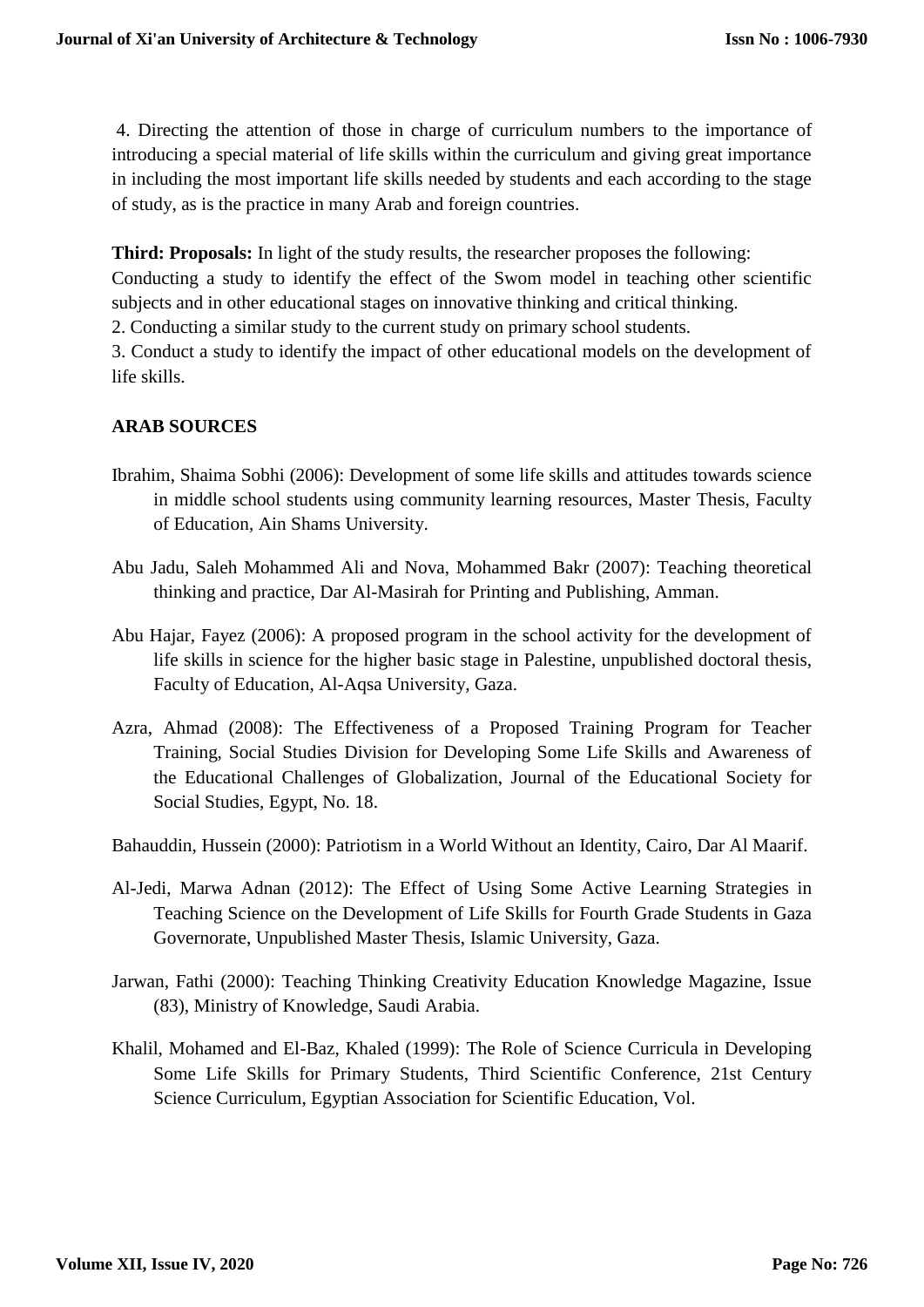4. Directing the attention of those in charge of curriculum numbers to the importance of introducing a special material of life skills within the curriculum and giving great importance in including the most important life skills needed by students and each according to the stage of study, as is the practice in many Arab and foreign countries.

**Third: Proposals:** In light of the study results, the researcher proposes the following:
Conducting a study to identify the effect of the Swom model in teaching other scientific subjects and in other educational stages on innovative thinking and critical thinking.
2. Conducting a similar study to the current study on primary school students.
3. Conduct a study to identify the impact of other educational models on the development of life skills.

## ARAB SOURCES

Ibrahim, Shaima Sobhi (2006): Development of some life skills and attitudes towards science in middle school students using community learning resources, Master Thesis, Faculty of Education, Ain Shams University.

Abu Jadu, Saleh Mohammed Ali and Nova, Mohammed Bakr (2007): Teaching theoretical thinking and practice, Dar Al-Masirah for Printing and Publishing, Amman.

Abu Hajar, Fayez (2006): A proposed program in the school activity for the development of life skills in science for the higher basic stage in Palestine, unpublished doctoral thesis, Faculty of Education, Al-Aqsa University, Gaza.

Azra, Ahmad (2008): The Effectiveness of a Proposed Training Program for Teacher Training, Social Studies Division for Developing Some Life Skills and Awareness of the Educational Challenges of Globalization, Journal of the Educational Society for Social Studies, Egypt, No. 18.

Bahauddin, Hussein (2000): Patriotism in a World Without an Identity, Cairo, Dar Al Maarif.

Al-Jedi, Marwa Adnan (2012): The Effect of Using Some Active Learning Strategies in Teaching Science on the Development of Life Skills for Fourth Grade Students in Gaza Governorate, Unpublished Master Thesis, Islamic University, Gaza.

Jarwan, Fathi (2000): Teaching Thinking Creativity Education Knowledge Magazine, Issue (83), Ministry of Knowledge, Saudi Arabia.

Khalil, Mohamed and El-Baz, Khaled (1999): The Role of Science Curricula in Developing Some Life Skills for Primary Students, Third Scientific Conference, 21st Century Science Curriculum, Egyptian Association for Scientific Education, Vol.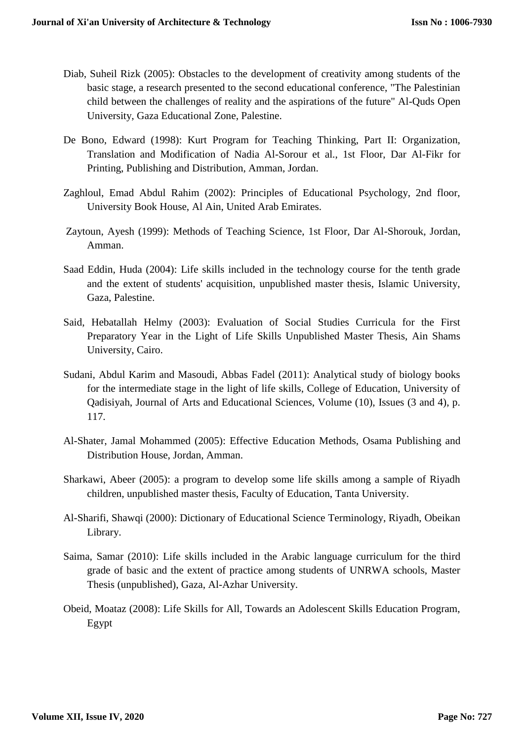Diab, Suheil Rizk (2005): Obstacles to the development of creativity among students of the basic stage, a research presented to the second educational conference, "The Palestinian child between the challenges of reality and the aspirations of the future" Al-Quds Open University, Gaza Educational Zone, Palestine.

De Bono, Edward (1998): Kurt Program for Teaching Thinking, Part II: Organization, Translation and Modification of Nadia Al-Sorour et al., 1st Floor, Dar Al-Fikr for Printing, Publishing and Distribution, Amman, Jordan.

Zaghloul, Emad Abdul Rahim (2002): Principles of Educational Psychology, 2nd floor, University Book House, Al Ain, United Arab Emirates.

Zaytoun, Ayesh (1999): Methods of Teaching Science, 1st Floor, Dar Al-Shorouk, Jordan, Amman.

Saad Eddin, Huda (2004): Life skills included in the technology course for the tenth grade and the extent of students' acquisition, unpublished master thesis, Islamic University, Gaza, Palestine.

Said, Hebatallah Helmy (2003): Evaluation of Social Studies Curricula for the First Preparatory Year in the Light of Life Skills Unpublished Master Thesis, Ain Shams University, Cairo.

Sudani, Abdul Karim and Masoudi, Abbas Fadel (2011): Analytical study of biology books for the intermediate stage in the light of life skills, College of Education, University of Qadisiyah, Journal of Arts and Educational Sciences, Volume (10), Issues (3 and 4), p. 117.

Al-Shater, Jamal Mohammed (2005): Effective Education Methods, Osama Publishing and Distribution House, Jordan, Amman.

Sharkawi, Abeer (2005): a program to develop some life skills among a sample of Riyadh children, unpublished master thesis, Faculty of Education, Tanta University.

Al-Sharifi, Shawqi (2000): Dictionary of Educational Science Terminology, Riyadh, Obeikan Library.

Saima, Samar (2010): Life skills included in the Arabic language curriculum for the third grade of basic and the extent of practice among students of UNRWA schools, Master Thesis (unpublished), Gaza, Al-Azhar University.

Obeid, Moataz (2008): Life Skills for All, Towards an Adolescent Skills Education Program, Egypt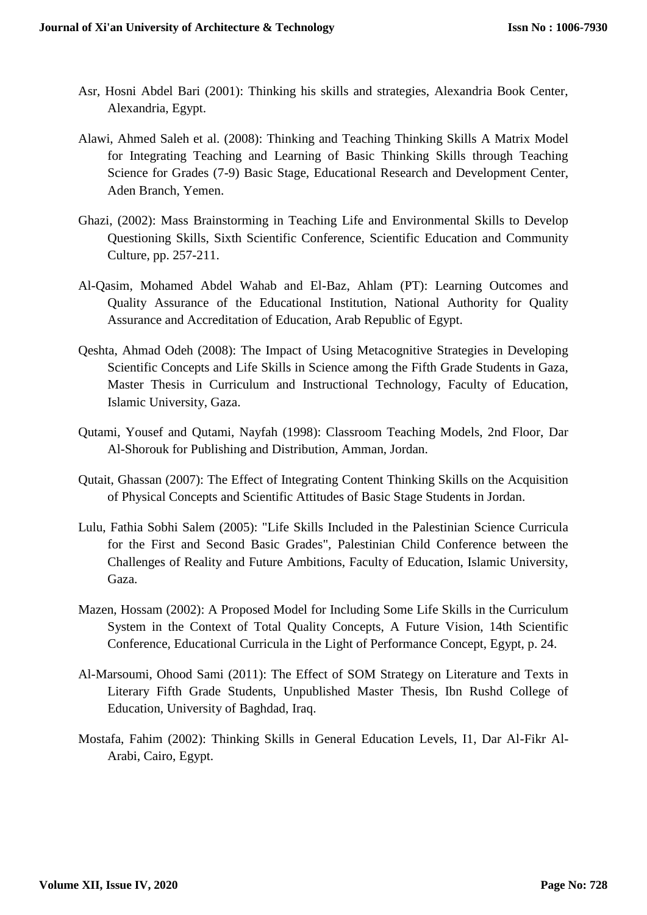Asr, Hosni Abdel Bari (2001): Thinking his skills and strategies, Alexandria Book Center, Alexandria, Egypt.

Alawi, Ahmed Saleh et al. (2008): Thinking and Teaching Thinking Skills A Matrix Model for Integrating Teaching and Learning of Basic Thinking Skills through Teaching Science for Grades (7-9) Basic Stage, Educational Research and Development Center, Aden Branch, Yemen.

Ghazi, (2002): Mass Brainstorming in Teaching Life and Environmental Skills to Develop Questioning Skills, Sixth Scientific Conference, Scientific Education and Community Culture, pp. 257-211.

Al-Qasim, Mohamed Abdel Wahab and El-Baz, Ahlam (PT): Learning Outcomes and Quality Assurance of the Educational Institution, National Authority for Quality Assurance and Accreditation of Education, Arab Republic of Egypt.

Qeshta, Ahmad Odeh (2008): The Impact of Using Metacognitive Strategies in Developing Scientific Concepts and Life Skills in Science among the Fifth Grade Students in Gaza, Master Thesis in Curriculum and Instructional Technology, Faculty of Education, Islamic University, Gaza.

Qutami, Yousef and Qutami, Nayfah (1998): Classroom Teaching Models, 2nd Floor, Dar Al-Shorouk for Publishing and Distribution, Amman, Jordan.

Qutait, Ghassan (2007): The Effect of Integrating Content Thinking Skills on the Acquisition of Physical Concepts and Scientific Attitudes of Basic Stage Students in Jordan.

Lulu, Fathia Sobhi Salem (2005): "Life Skills Included in the Palestinian Science Curricula for the First and Second Basic Grades", Palestinian Child Conference between the Challenges of Reality and Future Ambitions, Faculty of Education, Islamic University, Gaza.

Mazen, Hossam (2002): A Proposed Model for Including Some Life Skills in the Curriculum System in the Context of Total Quality Concepts, A Future Vision, 14th Scientific Conference, Educational Curricula in the Light of Performance Concept, Egypt, p. 24.

Al-Marsoumi, Ohood Sami (2011): The Effect of SOM Strategy on Literature and Texts in Literary Fifth Grade Students, Unpublished Master Thesis, Ibn Rushd College of Education, University of Baghdad, Iraq.

Mostafa, Fahim (2002): Thinking Skills in General Education Levels, I1, Dar Al-Fikr Al-Arabi, Cairo, Egypt.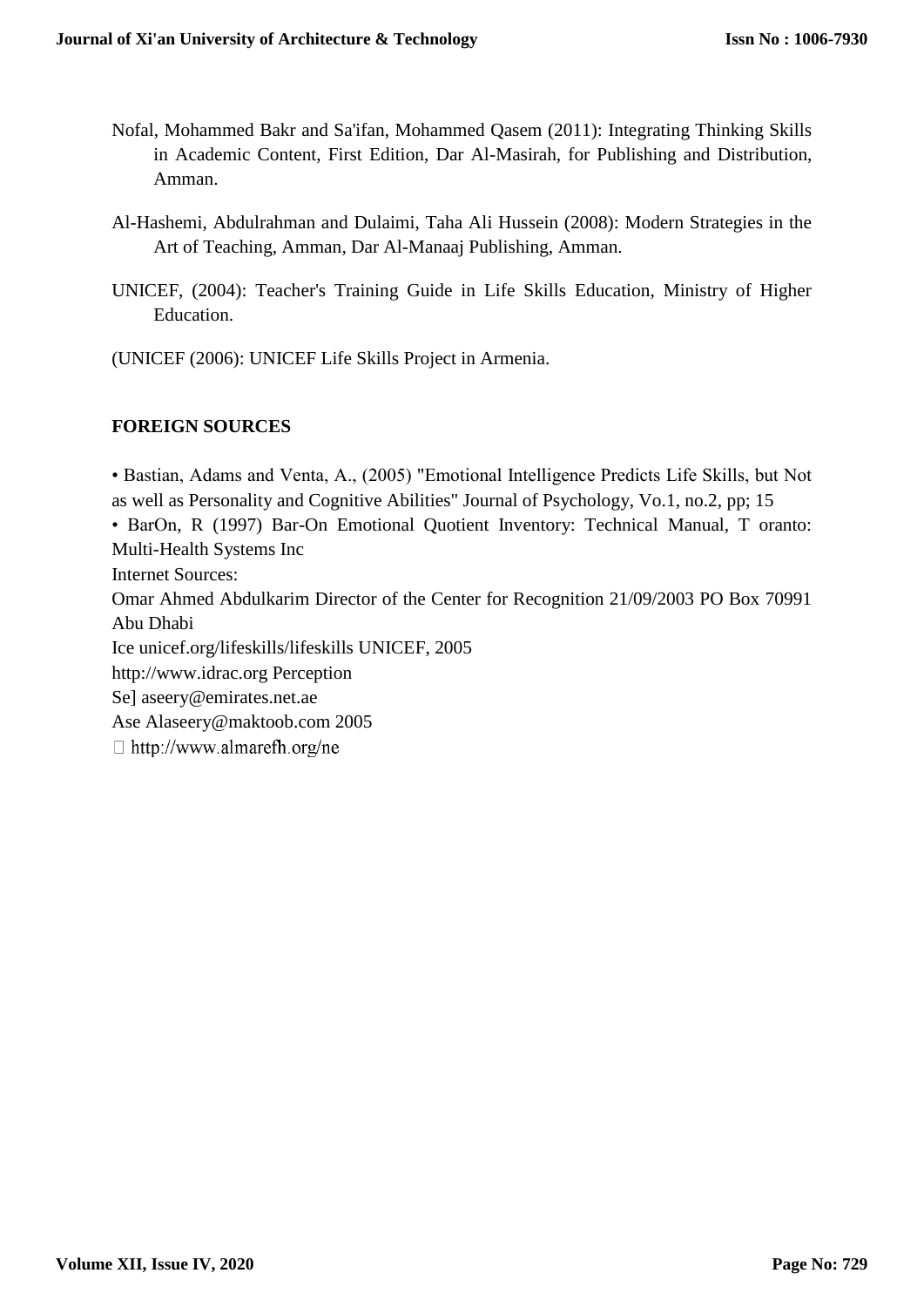Nofal, Mohammed Bakr and Sa'ifan, Mohammed Qasem (2011): Integrating Thinking Skills in Academic Content, First Edition, Dar Al-Masirah, for Publishing and Distribution, Amman.

Al-Hashemi, Abdulrahman and Dulaimi, Taha Ali Hussein (2008): Modern Strategies in the Art of Teaching, Amman, Dar Al-Manaaj Publishing, Amman.

UNICEF, (2004): Teacher's Training Guide in Life Skills Education, Ministry of Higher Education.

(UNICEF (2006): UNICEF Life Skills Project in Armenia.

## FOREIGN SOURCES

• Bastian, Adams and Venta, A., (2005) "Emotional Intelligence Predicts Life Skills, but Not as well as Personality and Cognitive Abilities" Journal of Psychology, Vo.1, no.2, pp; 15

• BarOn, R (1997) Bar-On Emotional Quotient Inventory: Technical Manual, T oranto: Multi-Health Systems Inc

Internet Sources:

Omar Ahmed Abdulkarim Director of the Center for Recognition 21/09/2003 PO Box 70991 Abu Dhabi

Ice unicef.org/lifeskills/lifeskills UNICEF, 2005

http://www.idrac.org Perception

Se] aseery@emirates.net.ae

Ase Alaseery@maktoob.com 2005

 http://www.almarefh.org/ne